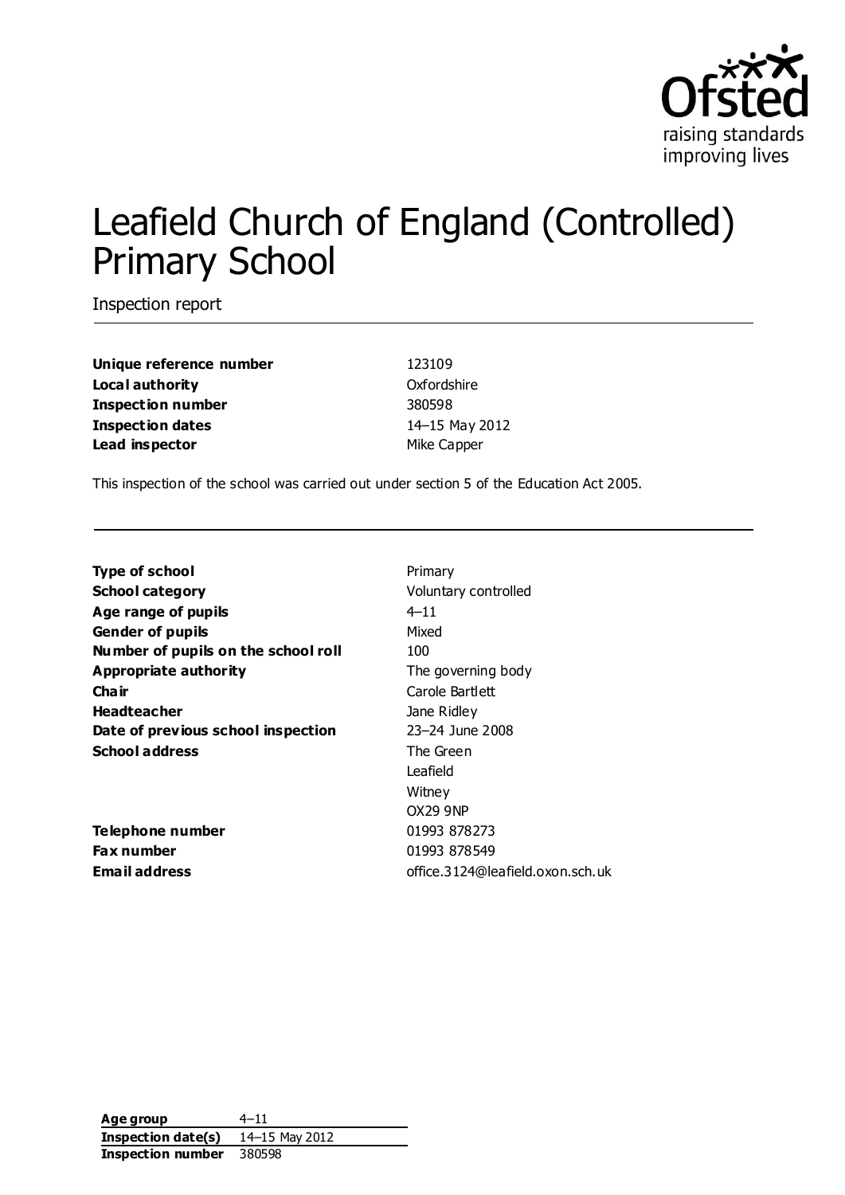# Leafield Church of England (Controlled) Primary School

Inspection report

| | |
|---|---|
| **Unique reference number** | 123109 |
| **Local authority** | Oxfordshire |
| **Inspection number** | 380598 |
| **Inspection dates** | 14–15 May 2012 |
| **Lead inspector** | Mike Capper |

This inspection of the school was carried out under section 5 of the Education Act 2005.

| | |
|---|---|
| **Type of school** | Primary |
| **School category** | Voluntary controlled |
| **Age range of pupils** | 4–11 |
| **Gender of pupils** | Mixed |
| **Number of pupils on the school roll** | 100 |
| **Appropriate authority** | The governing body |
| **Chair** | Carole Bartlett |
| **Headteacher** | Jane Ridley |
| **Date of previous school inspection** | 23–24 June 2008 |
| **School address** | The Green<br>Leafield<br>Witney<br>OX29 9NP |
| **Telephone number** | 01993 878273 |
| **Fax number** | 01993 878549 |
| **Email address** | office.3124@leafield.oxon.sch.uk |

| | |
|---|---|
| **Age group** | 4–11 |
| **Inspection date(s)** | 14–15 May 2012 |
| **Inspection number** | 380598 |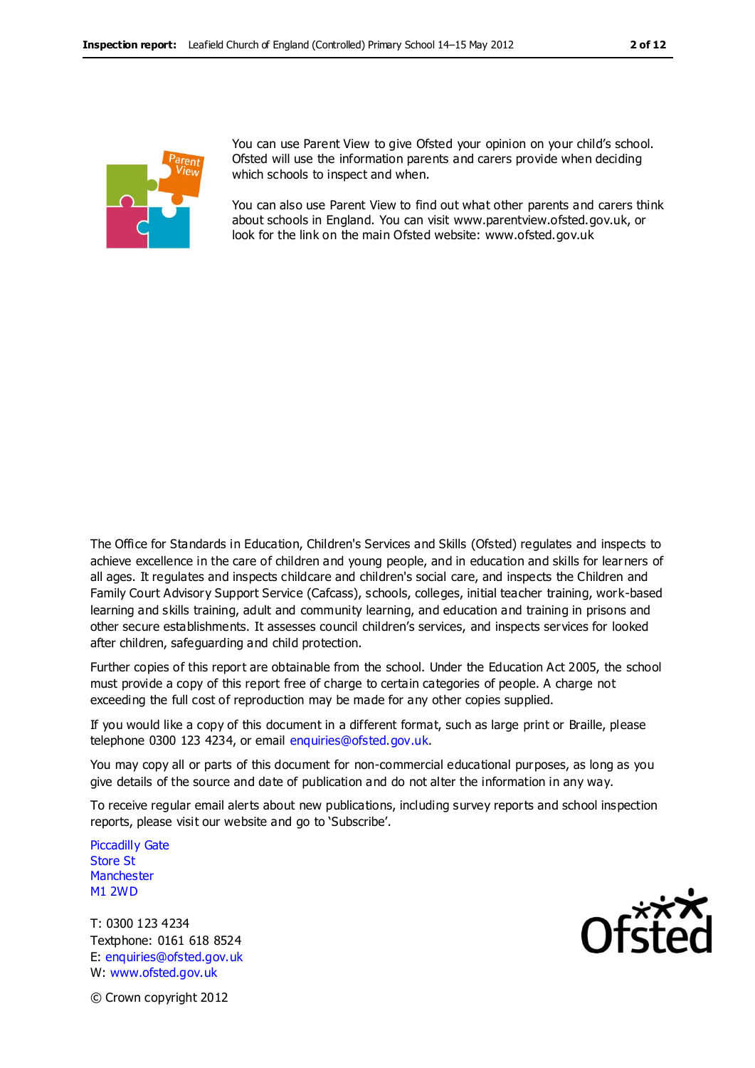You can use Parent View to give Ofsted your opinion on your child's school. Ofsted will use the information parents and carers provide when deciding which schools to inspect and when.

You can also use Parent View to find out what other parents and carers think about schools in England. You can visit www.parentview.ofsted.gov.uk, or look for the link on the main Ofsted website: www.ofsted.gov.uk

The Office for Standards in Education, Children's Services and Skills (Ofsted) regulates and inspects to achieve excellence in the care of children and young people, and in education and skills for learners of all ages. It regulates and inspects childcare and children's social care, and inspects the Children and Family Court Advisory Support Service (Cafcass), schools, colleges, initial teacher training, work-based learning and skills training, adult and community learning, and education and training in prisons and other secure establishments. It assesses council children's services, and inspects services for looked after children, safeguarding and child protection.

Further copies of this report are obtainable from the school. Under the Education Act 2005, the school must provide a copy of this report free of charge to certain categories of people. A charge not exceeding the full cost of reproduction may be made for any other copies supplied.

If you would like a copy of this document in a different format, such as large print or Braille, please telephone 0300 123 4234, or email enquiries@ofsted.gov.uk.

You may copy all or parts of this document for non-commercial educational purposes, as long as you give details of the source and date of publication and do not alter the information in any way.

To receive regular email alerts about new publications, including survey reports and school inspection reports, please visit our website and go to 'Subscribe'.

Piccadilly Gate
Store St
Manchester
M1 2WD

T: 0300 123 4234
Textphone: 0161 618 8524
E: enquiries@ofsted.gov.uk
W: www.ofsted.gov.uk

© Crown copyright 2012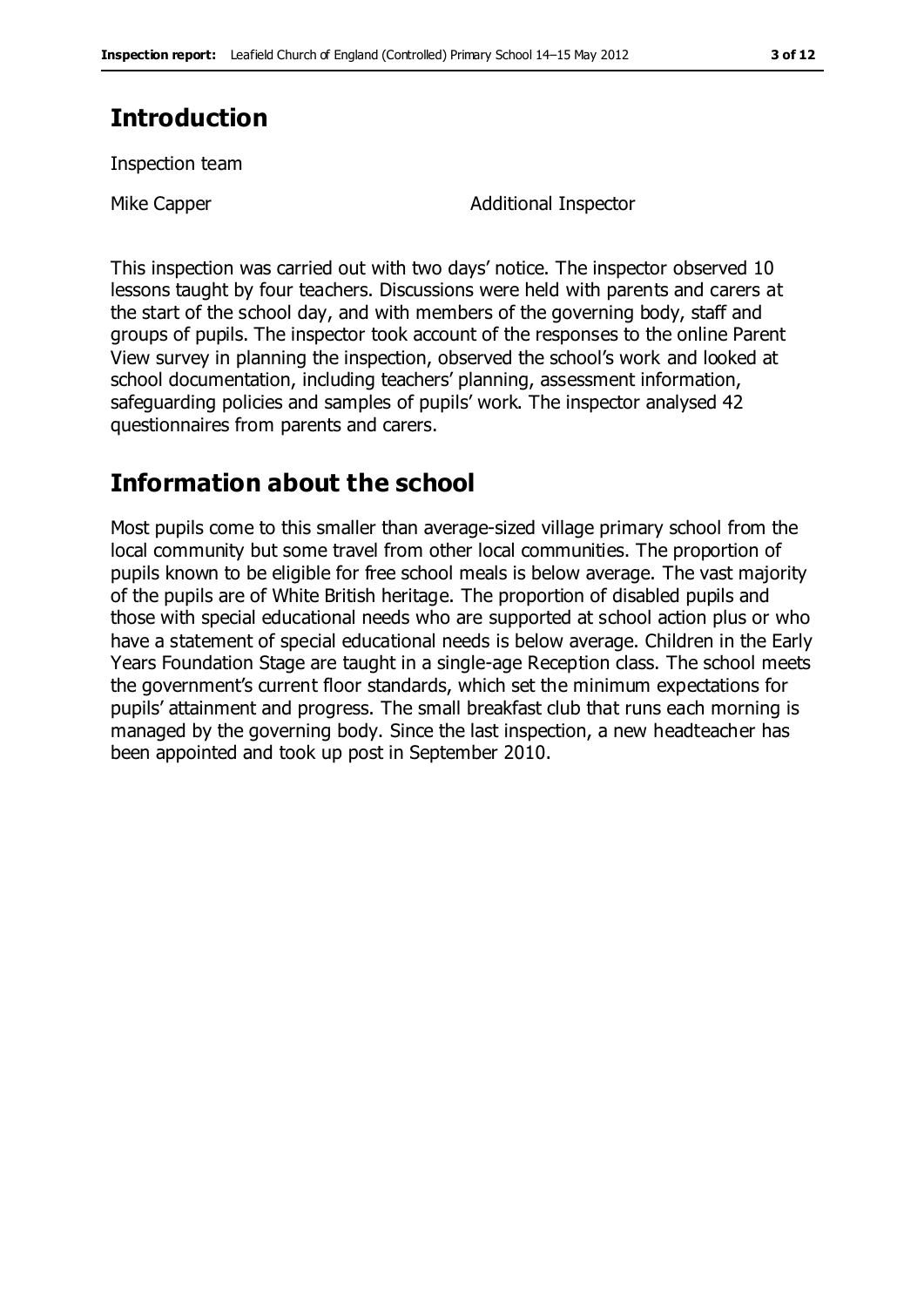## Introduction

Inspection team

| | |
|---|---|
| Mike Capper | Additional Inspector |

This inspection was carried out with two days' notice. The inspector observed 10 lessons taught by four teachers. Discussions were held with parents and carers at the start of the school day, and with members of the governing body, staff and groups of pupils. The inspector took account of the responses to the online Parent View survey in planning the inspection, observed the school's work and looked at school documentation, including teachers' planning, assessment information, safeguarding policies and samples of pupils' work. The inspector analysed 42 questionnaires from parents and carers.

## Information about the school

Most pupils come to this smaller than average-sized village primary school from the local community but some travel from other local communities. The proportion of pupils known to be eligible for free school meals is below average. The vast majority of the pupils are of White British heritage. The proportion of disabled pupils and those with special educational needs who are supported at school action plus or who have a statement of special educational needs is below average. Children in the Early Years Foundation Stage are taught in a single-age Reception class. The school meets the government's current floor standards, which set the minimum expectations for pupils' attainment and progress. The small breakfast club that runs each morning is managed by the governing body. Since the last inspection, a new headteacher has been appointed and took up post in September 2010.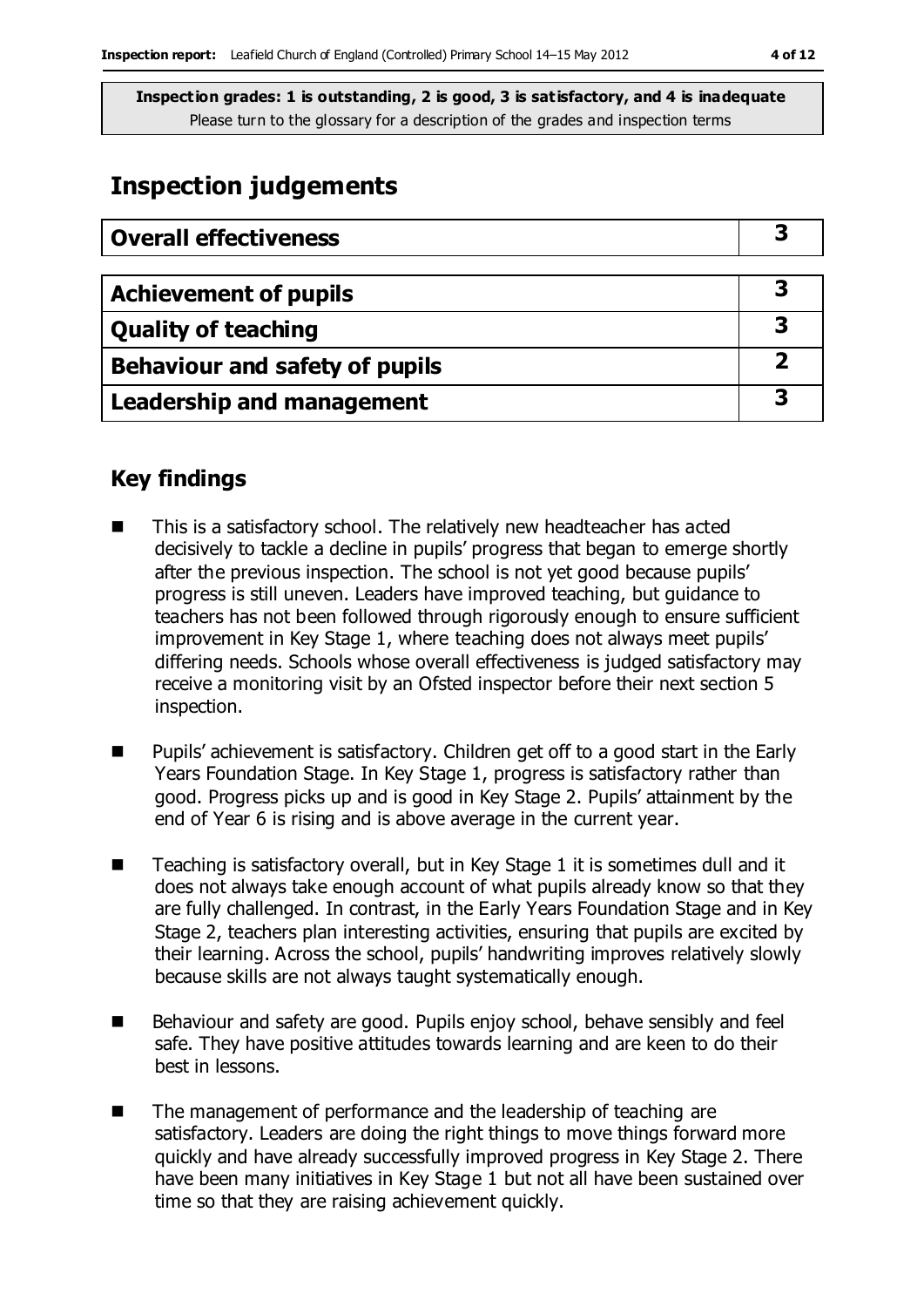**Inspection grades: 1 is outstanding, 2 is good, 3 is satisfactory, and 4 is inadequate**
Please turn to the glossary for a description of the grades and inspection terms

# Inspection judgements

| | |
|---|---|
| **Overall effectiveness** | **3** |

| | |
|---|---|
| **Achievement of pupils** | **3** |
| **Quality of teaching** | **3** |
| **Behaviour and safety of pupils** | **2** |
| **Leadership and management** | **3** |

## Key findings

- This is a satisfactory school. The relatively new headteacher has acted decisively to tackle a decline in pupils' progress that began to emerge shortly after the previous inspection. The school is not yet good because pupils' progress is still uneven. Leaders have improved teaching, but guidance to teachers has not been followed through rigorously enough to ensure sufficient improvement in Key Stage 1, where teaching does not always meet pupils' differing needs. Schools whose overall effectiveness is judged satisfactory may receive a monitoring visit by an Ofsted inspector before their next section 5 inspection.

- Pupils' achievement is satisfactory. Children get off to a good start in the Early Years Foundation Stage. In Key Stage 1, progress is satisfactory rather than good. Progress picks up and is good in Key Stage 2. Pupils' attainment by the end of Year 6 is rising and is above average in the current year.

- Teaching is satisfactory overall, but in Key Stage 1 it is sometimes dull and it does not always take enough account of what pupils already know so that they are fully challenged. In contrast, in the Early Years Foundation Stage and in Key Stage 2, teachers plan interesting activities, ensuring that pupils are excited by their learning. Across the school, pupils' handwriting improves relatively slowly because skills are not always taught systematically enough.

- Behaviour and safety are good. Pupils enjoy school, behave sensibly and feel safe. They have positive attitudes towards learning and are keen to do their best in lessons.

- The management of performance and the leadership of teaching are satisfactory. Leaders are doing the right things to move things forward more quickly and have already successfully improved progress in Key Stage 2. There have been many initiatives in Key Stage 1 but not all have been sustained over time so that they are raising achievement quickly.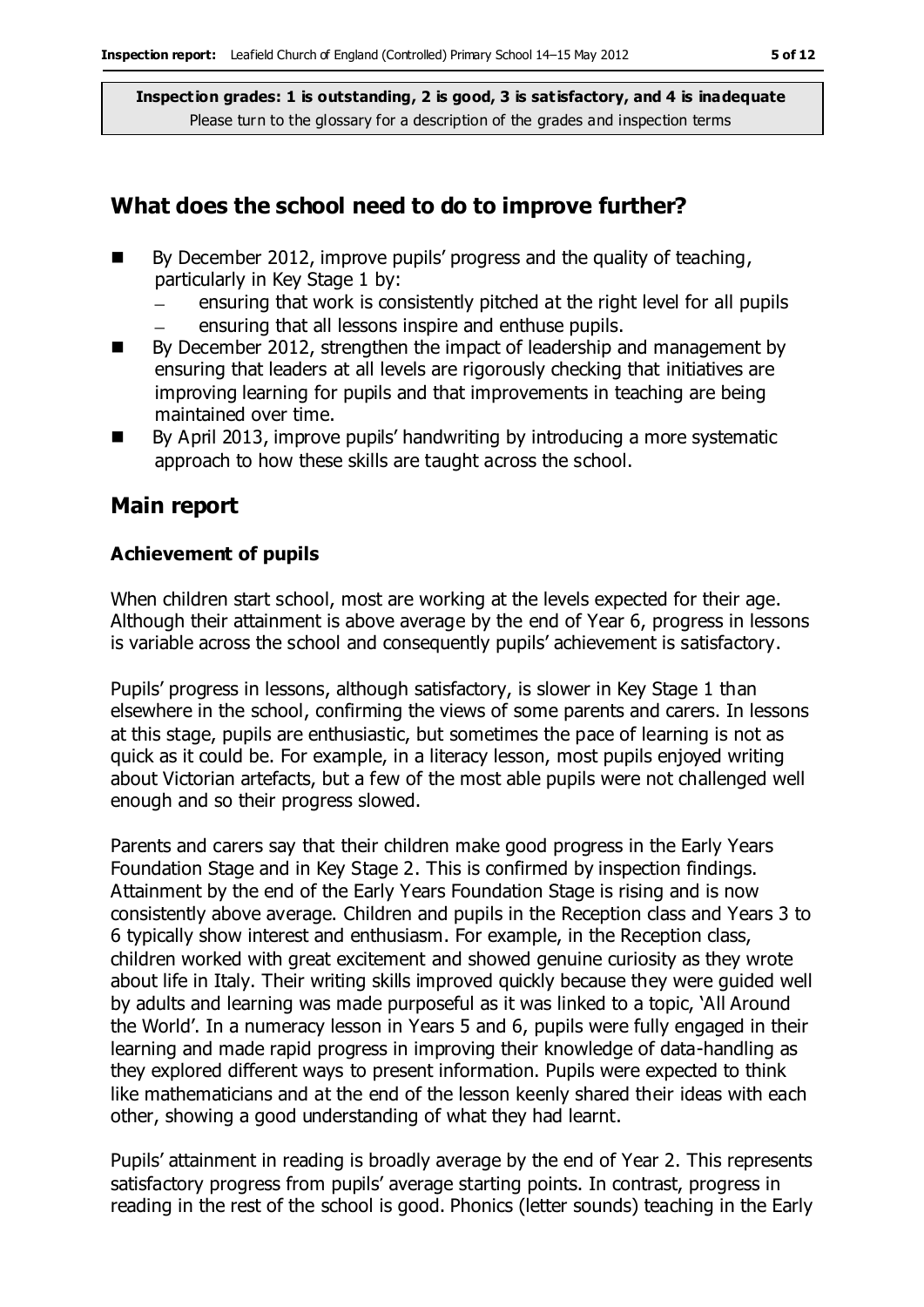**Inspection grades: 1 is outstanding, 2 is good, 3 is satisfactory, and 4 is inadequate**
Please turn to the glossary for a description of the grades and inspection terms

## What does the school need to do to improve further?

- By December 2012, improve pupils' progress and the quality of teaching, particularly in Key Stage 1 by:
  - ensuring that work is consistently pitched at the right level for all pupils
  - ensuring that all lessons inspire and enthuse pupils.
- By December 2012, strengthen the impact of leadership and management by ensuring that leaders at all levels are rigorously checking that initiatives are improving learning for pupils and that improvements in teaching are being maintained over time.
- By April 2013, improve pupils' handwriting by introducing a more systematic approach to how these skills are taught across the school.

## Main report

### Achievement of pupils

When children start school, most are working at the levels expected for their age. Although their attainment is above average by the end of Year 6, progress in lessons is variable across the school and consequently pupils' achievement is satisfactory.

Pupils' progress in lessons, although satisfactory, is slower in Key Stage 1 than elsewhere in the school, confirming the views of some parents and carers. In lessons at this stage, pupils are enthusiastic, but sometimes the pace of learning is not as quick as it could be. For example, in a literacy lesson, most pupils enjoyed writing about Victorian artefacts, but a few of the most able pupils were not challenged well enough and so their progress slowed.

Parents and carers say that their children make good progress in the Early Years Foundation Stage and in Key Stage 2. This is confirmed by inspection findings. Attainment by the end of the Early Years Foundation Stage is rising and is now consistently above average. Children and pupils in the Reception class and Years 3 to 6 typically show interest and enthusiasm. For example, in the Reception class, children worked with great excitement and showed genuine curiosity as they wrote about life in Italy. Their writing skills improved quickly because they were guided well by adults and learning was made purposeful as it was linked to a topic, 'All Around the World'. In a numeracy lesson in Years 5 and 6, pupils were fully engaged in their learning and made rapid progress in improving their knowledge of data-handling as they explored different ways to present information. Pupils were expected to think like mathematicians and at the end of the lesson keenly shared their ideas with each other, showing a good understanding of what they had learnt.

Pupils' attainment in reading is broadly average by the end of Year 2. This represents satisfactory progress from pupils' average starting points. In contrast, progress in reading in the rest of the school is good. Phonics (letter sounds) teaching in the Early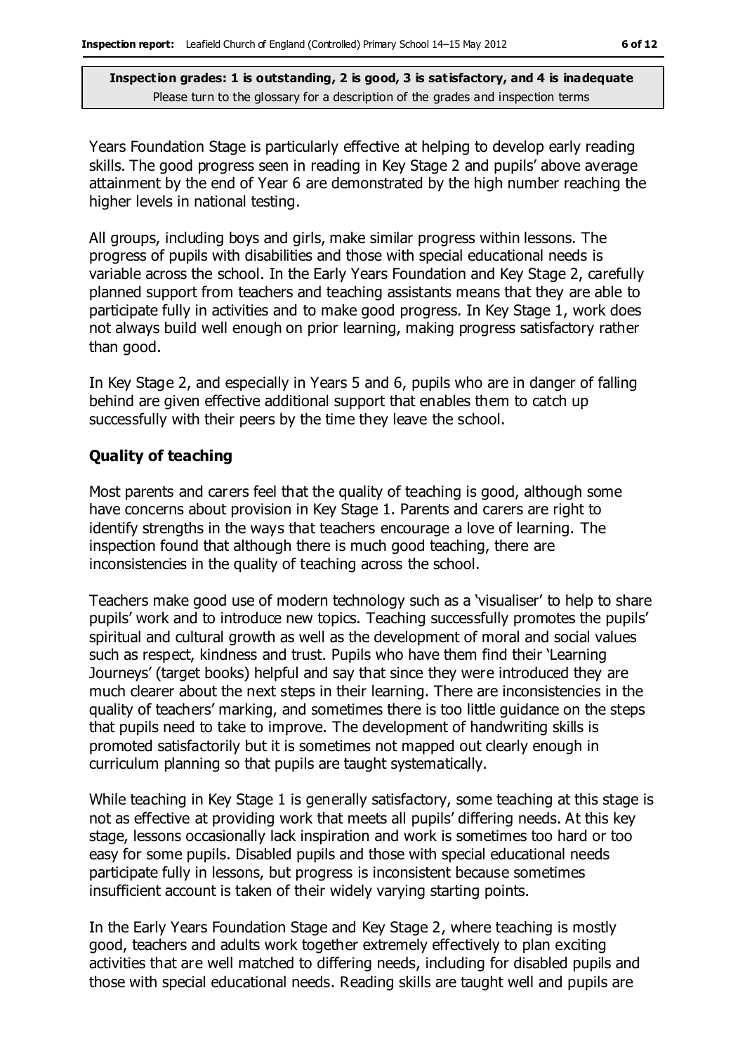Years Foundation Stage is particularly effective at helping to develop early reading skills. The good progress seen in reading in Key Stage 2 and pupils' above average attainment by the end of Year 6 are demonstrated by the high number reaching the higher levels in national testing.

All groups, including boys and girls, make similar progress within lessons. The progress of pupils with disabilities and those with special educational needs is variable across the school. In the Early Years Foundation and Key Stage 2, carefully planned support from teachers and teaching assistants means that they are able to participate fully in activities and to make good progress. In Key Stage 1, work does not always build well enough on prior learning, making progress satisfactory rather than good.

In Key Stage 2, and especially in Years 5 and 6, pupils who are in danger of falling behind are given effective additional support that enables them to catch up successfully with their peers by the time they leave the school.

### Quality of teaching

Most parents and carers feel that the quality of teaching is good, although some have concerns about provision in Key Stage 1. Parents and carers are right to identify strengths in the ways that teachers encourage a love of learning. The inspection found that although there is much good teaching, there are inconsistencies in the quality of teaching across the school.

Teachers make good use of modern technology such as a 'visualiser' to help to share pupils' work and to introduce new topics. Teaching successfully promotes the pupils' spiritual and cultural growth as well as the development of moral and social values such as respect, kindness and trust. Pupils who have them find their 'Learning Journeys' (target books) helpful and say that since they were introduced they are much clearer about the next steps in their learning. There are inconsistencies in the quality of teachers' marking, and sometimes there is too little guidance on the steps that pupils need to take to improve. The development of handwriting skills is promoted satisfactorily but it is sometimes not mapped out clearly enough in curriculum planning so that pupils are taught systematically.

While teaching in Key Stage 1 is generally satisfactory, some teaching at this stage is not as effective at providing work that meets all pupils' differing needs. At this key stage, lessons occasionally lack inspiration and work is sometimes too hard or too easy for some pupils. Disabled pupils and those with special educational needs participate fully in lessons, but progress is inconsistent because sometimes insufficient account is taken of their widely varying starting points.

In the Early Years Foundation Stage and Key Stage 2, where teaching is mostly good, teachers and adults work together extremely effectively to plan exciting activities that are well matched to differing needs, including for disabled pupils and those with special educational needs. Reading skills are taught well and pupils are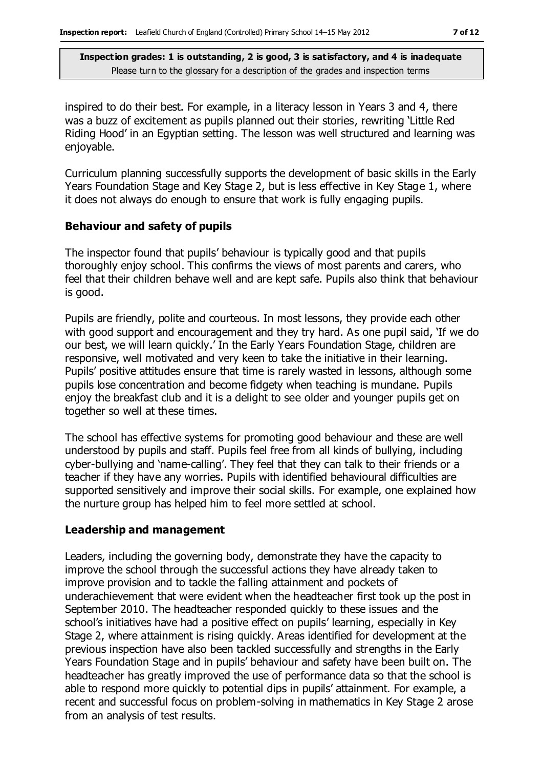inspired to do their best. For example, in a literacy lesson in Years 3 and 4, there was a buzz of excitement as pupils planned out their stories, rewriting 'Little Red Riding Hood' in an Egyptian setting. The lesson was well structured and learning was enjoyable.

Curriculum planning successfully supports the development of basic skills in the Early Years Foundation Stage and Key Stage 2, but is less effective in Key Stage 1, where it does not always do enough to ensure that work is fully engaging pupils.

### Behaviour and safety of pupils

The inspector found that pupils' behaviour is typically good and that pupils thoroughly enjoy school. This confirms the views of most parents and carers, who feel that their children behave well and are kept safe. Pupils also think that behaviour is good.

Pupils are friendly, polite and courteous. In most lessons, they provide each other with good support and encouragement and they try hard. As one pupil said, 'If we do our best, we will learn quickly.' In the Early Years Foundation Stage, children are responsive, well motivated and very keen to take the initiative in their learning. Pupils' positive attitudes ensure that time is rarely wasted in lessons, although some pupils lose concentration and become fidgety when teaching is mundane. Pupils enjoy the breakfast club and it is a delight to see older and younger pupils get on together so well at these times.

The school has effective systems for promoting good behaviour and these are well understood by pupils and staff. Pupils feel free from all kinds of bullying, including cyber-bullying and 'name-calling'. They feel that they can talk to their friends or a teacher if they have any worries. Pupils with identified behavioural difficulties are supported sensitively and improve their social skills. For example, one explained how the nurture group has helped him to feel more settled at school.

### Leadership and management

Leaders, including the governing body, demonstrate they have the capacity to improve the school through the successful actions they have already taken to improve provision and to tackle the falling attainment and pockets of underachievement that were evident when the headteacher first took up the post in September 2010. The headteacher responded quickly to these issues and the school's initiatives have had a positive effect on pupils' learning, especially in Key Stage 2, where attainment is rising quickly. Areas identified for development at the previous inspection have also been tackled successfully and strengths in the Early Years Foundation Stage and in pupils' behaviour and safety have been built on. The headteacher has greatly improved the use of performance data so that the school is able to respond more quickly to potential dips in pupils' attainment. For example, a recent and successful focus on problem-solving in mathematics in Key Stage 2 arose from an analysis of test results.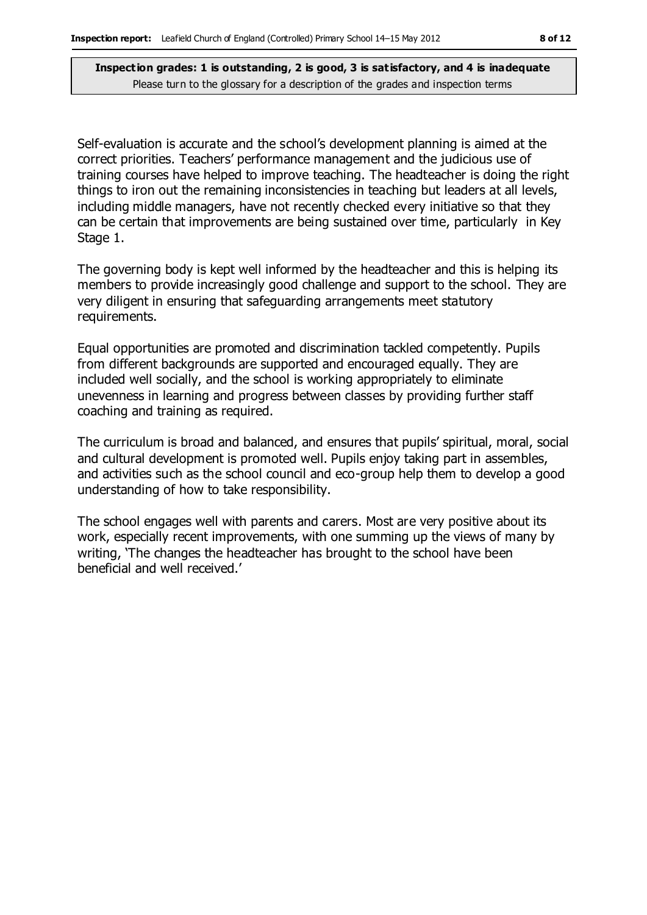**Inspection grades: 1 is outstanding, 2 is good, 3 is satisfactory, and 4 is inadequate**
Please turn to the glossary for a description of the grades and inspection terms

Self-evaluation is accurate and the school's development planning is aimed at the correct priorities. Teachers' performance management and the judicious use of training courses have helped to improve teaching. The headteacher is doing the right things to iron out the remaining inconsistencies in teaching but leaders at all levels, including middle managers, have not recently checked every initiative so that they can be certain that improvements are being sustained over time, particularly in Key Stage 1.

The governing body is kept well informed by the headteacher and this is helping its members to provide increasingly good challenge and support to the school. They are very diligent in ensuring that safeguarding arrangements meet statutory requirements.

Equal opportunities are promoted and discrimination tackled competently. Pupils from different backgrounds are supported and encouraged equally. They are included well socially, and the school is working appropriately to eliminate unevenness in learning and progress between classes by providing further staff coaching and training as required.

The curriculum is broad and balanced, and ensures that pupils' spiritual, moral, social and cultural development is promoted well. Pupils enjoy taking part in assembles, and activities such as the school council and eco-group help them to develop a good understanding of how to take responsibility.

The school engages well with parents and carers. Most are very positive about its work, especially recent improvements, with one summing up the views of many by writing, 'The changes the headteacher has brought to the school have been beneficial and well received.'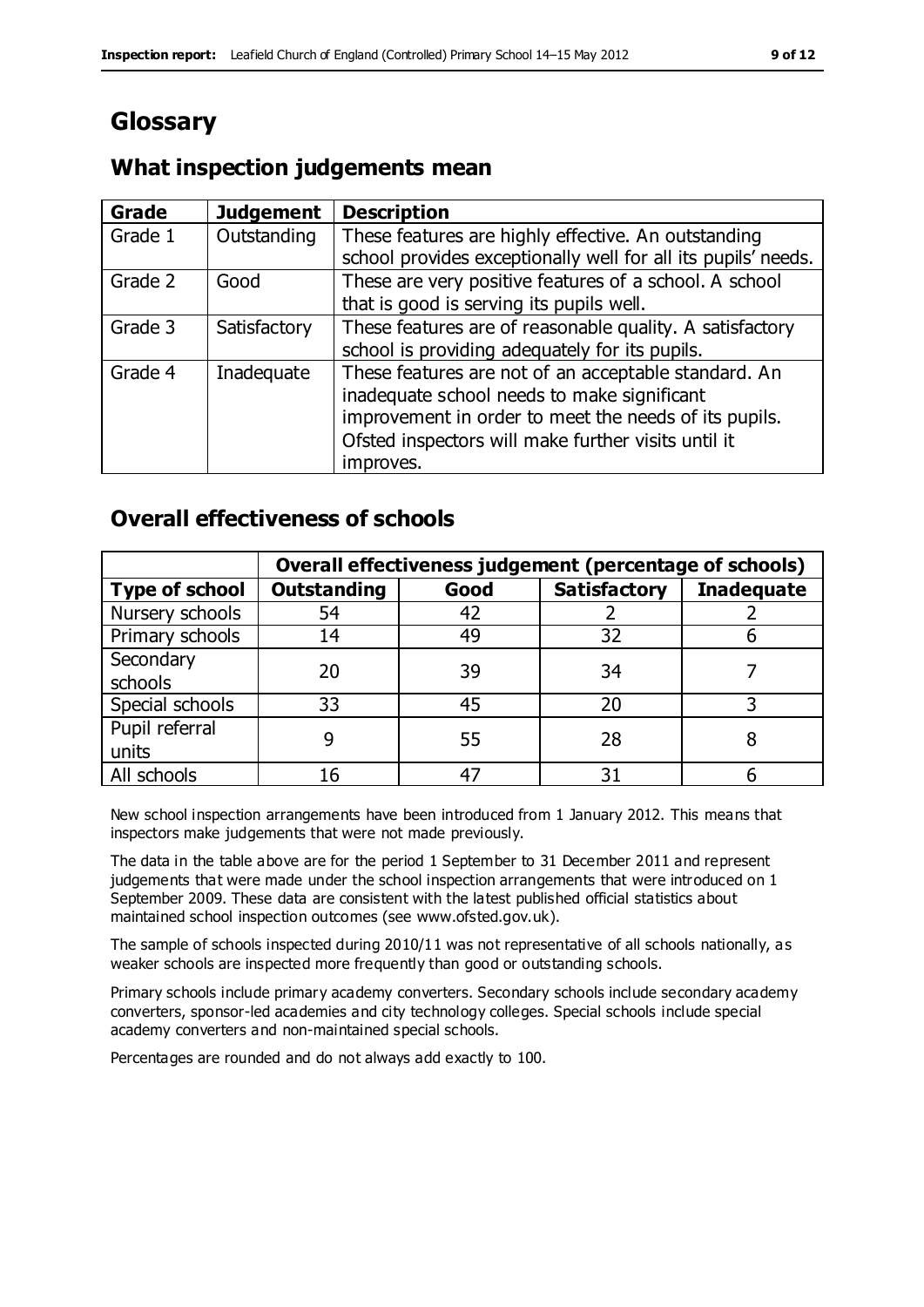# Glossary

## What inspection judgements mean

| Grade | Judgement | Description |
|---|---|---|
| Grade 1 | Outstanding | These features are highly effective. An outstanding school provides exceptionally well for all its pupils' needs. |
| Grade 2 | Good | These are very positive features of a school. A school that is good is serving its pupils well. |
| Grade 3 | Satisfactory | These features are of reasonable quality. A satisfactory school is providing adequately for its pupils. |
| Grade 4 | Inadequate | These features are not of an acceptable standard. An inadequate school needs to make significant improvement in order to meet the needs of its pupils. Ofsted inspectors will make further visits until it improves. |

## Overall effectiveness of schools

| | Overall effectiveness judgement (percentage of schools) | | | |
|---|---|---|---|---|
| **Type of school** | **Outstanding** | **Good** | **Satisfactory** | **Inadequate** |
| Nursery schools | 54 | 42 | 2 | 2 |
| Primary schools | 14 | 49 | 32 | 6 |
| Secondary schools | 20 | 39 | 34 | 7 |
| Special schools | 33 | 45 | 20 | 3 |
| Pupil referral units | 9 | 55 | 28 | 8 |
| All schools | 16 | 47 | 31 | 6 |

New school inspection arrangements have been introduced from 1 January 2012. This means that inspectors make judgements that were not made previously.

The data in the table above are for the period 1 September to 31 December 2011 and represent judgements that were made under the school inspection arrangements that were introduced on 1 September 2009. These data are consistent with the latest published official statistics about maintained school inspection outcomes (see www.ofsted.gov.uk).

The sample of schools inspected during 2010/11 was not representative of all schools nationally, as weaker schools are inspected more frequently than good or outstanding schools.

Primary schools include primary academy converters. Secondary schools include secondary academy converters, sponsor-led academies and city technology colleges. Special schools include special academy converters and non-maintained special schools.

Percentages are rounded and do not always add exactly to 100.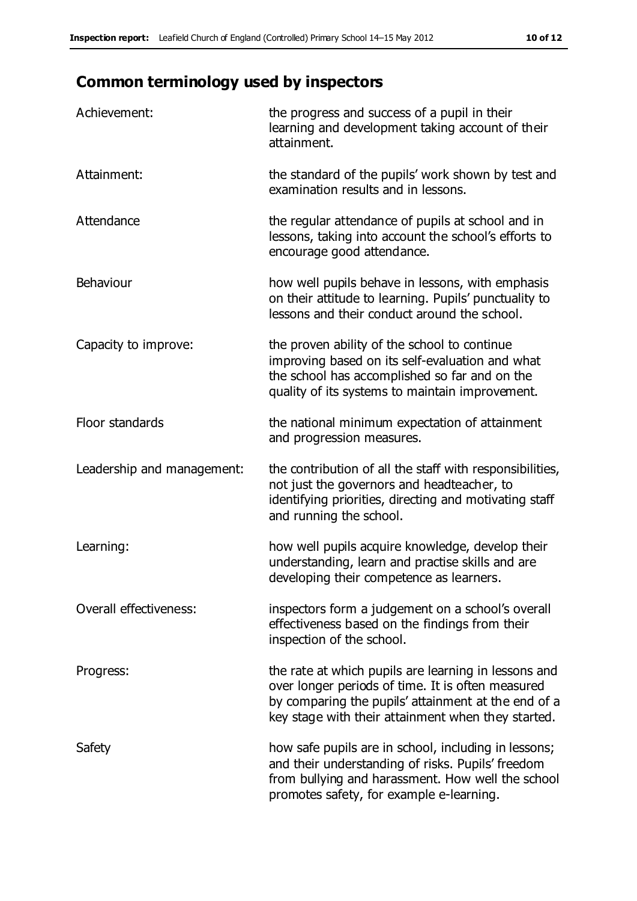## Common terminology used by inspectors

| | |
|---|---|
| Achievement: | the progress and success of a pupil in their learning and development taking account of their attainment. |
| Attainment: | the standard of the pupils' work shown by test and examination results and in lessons. |
| Attendance | the regular attendance of pupils at school and in lessons, taking into account the school's efforts to encourage good attendance. |
| Behaviour | how well pupils behave in lessons, with emphasis on their attitude to learning. Pupils' punctuality to lessons and their conduct around the school. |
| Capacity to improve: | the proven ability of the school to continue improving based on its self-evaluation and what the school has accomplished so far and on the quality of its systems to maintain improvement. |
| Floor standards | the national minimum expectation of attainment and progression measures. |
| Leadership and management: | the contribution of all the staff with responsibilities, not just the governors and headteacher, to identifying priorities, directing and motivating staff and running the school. |
| Learning: | how well pupils acquire knowledge, develop their understanding, learn and practise skills and are developing their competence as learners. |
| Overall effectiveness: | inspectors form a judgement on a school's overall effectiveness based on the findings from their inspection of the school. |
| Progress: | the rate at which pupils are learning in lessons and over longer periods of time. It is often measured by comparing the pupils' attainment at the end of a key stage with their attainment when they started. |
| Safety | how safe pupils are in school, including in lessons; and their understanding of risks. Pupils' freedom from bullying and harassment. How well the school promotes safety, for example e-learning. |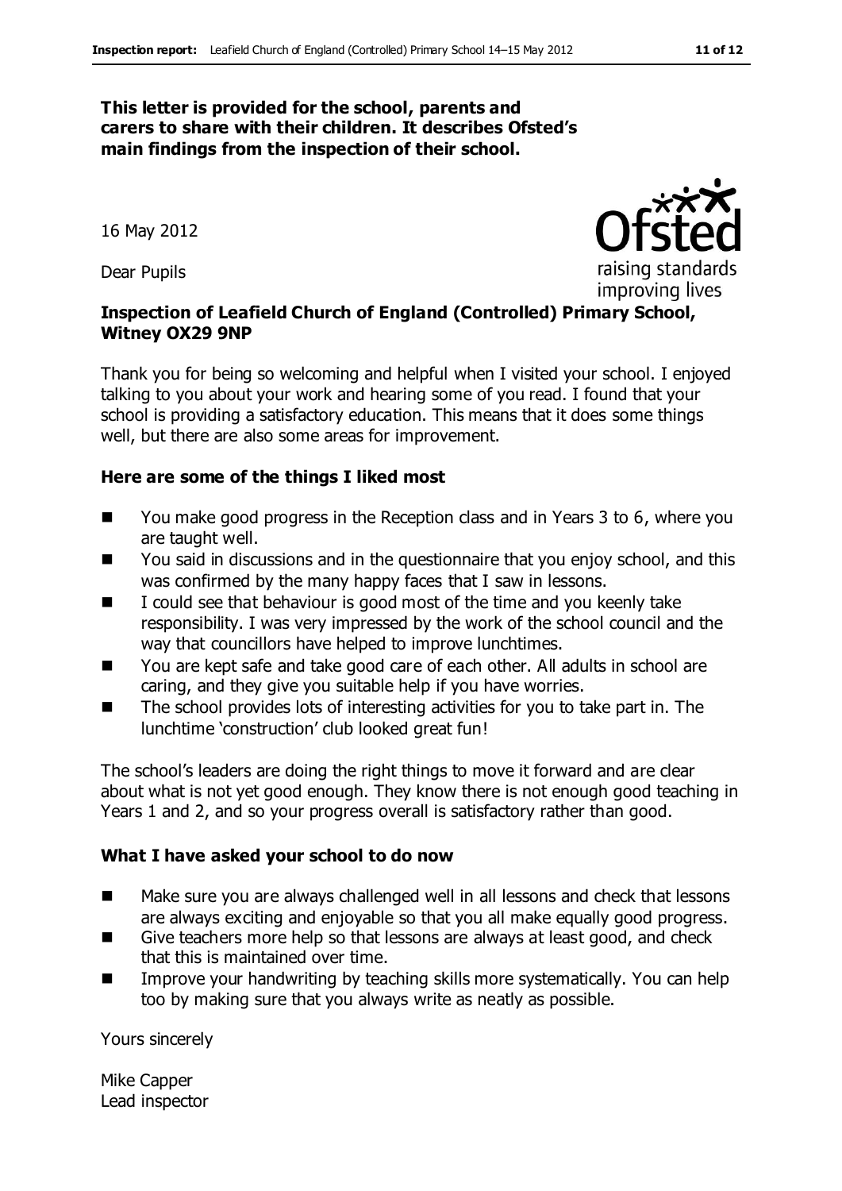**This letter is provided for the school, parents and carers to share with their children. It describes Ofsted's main findings from the inspection of their school.**

16 May 2012

Dear Pupils

**Inspection of Leafield Church of England (Controlled) Primary School, Witney OX29 9NP**

Thank you for being so welcoming and helpful when I visited your school. I enjoyed talking to you about your work and hearing some of you read. I found that your school is providing a satisfactory education. This means that it does some things well, but there are also some areas for improvement.

**Here are some of the things I liked most**

- You make good progress in the Reception class and in Years 3 to 6, where you are taught well.
- You said in discussions and in the questionnaire that you enjoy school, and this was confirmed by the many happy faces that I saw in lessons.
- I could see that behaviour is good most of the time and you keenly take responsibility. I was very impressed by the work of the school council and the way that councillors have helped to improve lunchtimes.
- You are kept safe and take good care of each other. All adults in school are caring, and they give you suitable help if you have worries.
- The school provides lots of interesting activities for you to take part in. The lunchtime 'construction' club looked great fun!

The school's leaders are doing the right things to move it forward and are clear about what is not yet good enough. They know there is not enough good teaching in Years 1 and 2, and so your progress overall is satisfactory rather than good.

**What I have asked your school to do now**

- Make sure you are always challenged well in all lessons and check that lessons are always exciting and enjoyable so that you all make equally good progress.
- Give teachers more help so that lessons are always at least good, and check that this is maintained over time.
- Improve your handwriting by teaching skills more systematically. You can help too by making sure that you always write as neatly as possible.

Yours sincerely

Mike Capper
Lead inspector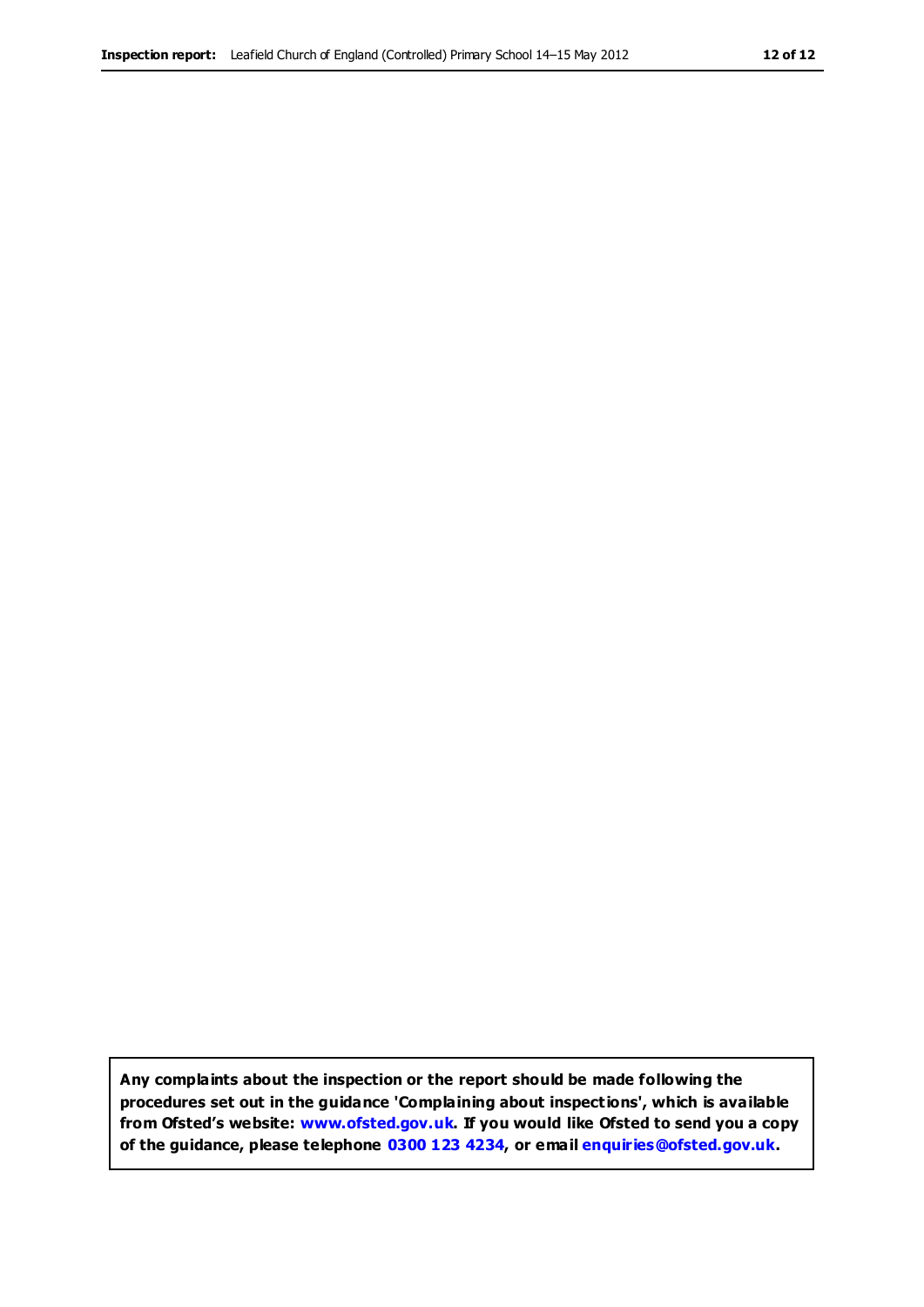**Any complaints about the inspection or the report should be made following the procedures set out in the guidance 'Complaining about inspections', which is available from Ofsted's website: www.ofsted.gov.uk. If you would like Ofsted to send you a copy of the guidance, please telephone 0300 123 4234, or email enquiries@ofsted.gov.uk.**